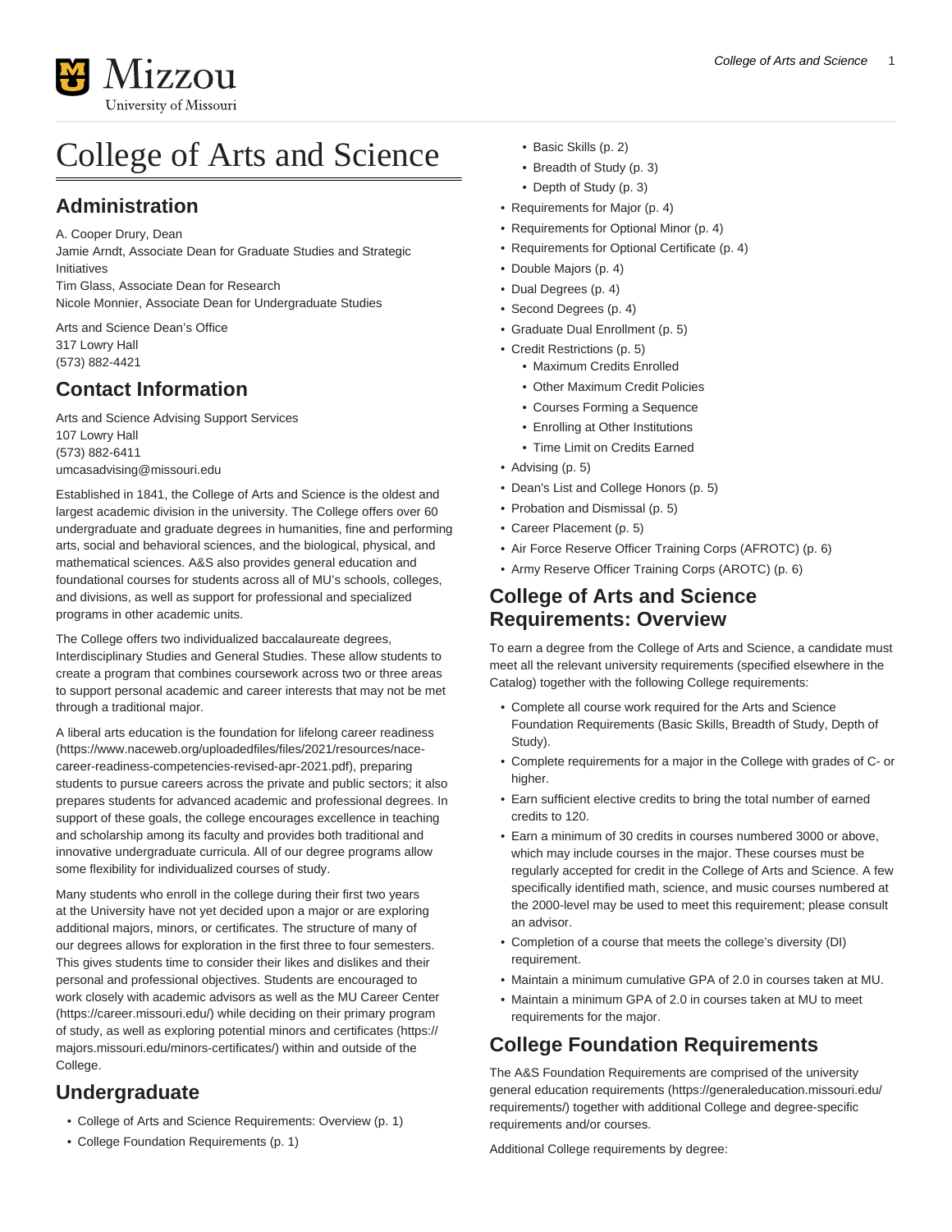# College of Arts and Science

## Administration

A. Cooper Drury, Dean
Jamie Arndt, Associate Dean for Graduate Studies and Strategic Initiatives
Tim Glass, Associate Dean for Research
Nicole Monnier, Associate Dean for Undergraduate Studies

Arts and Science Dean's Office
317 Lowry Hall
(573) 882-4421

## Contact Information

Arts and Science Advising Support Services
107 Lowry Hall
(573) 882-6411
umcasadvising@missouri.edu

Established in 1841, the College of Arts and Science is the oldest and largest academic division in the university. The College offers over 60 undergraduate and graduate degrees in humanities, fine and performing arts, social and behavioral sciences, and the biological, physical, and mathematical sciences. A&S also provides general education and foundational courses for students across all of MU's schools, colleges, and divisions, as well as support for professional and specialized programs in other academic units.

The College offers two individualized baccalaureate degrees, Interdisciplinary Studies and General Studies. These allow students to create a program that combines coursework across two or three areas to support personal academic and career interests that may not be met through a traditional major.

A liberal arts education is the foundation for lifelong career readiness (https://www.naceweb.org/uploadedfiles/files/2021/resources/nace-career-readiness-competencies-revised-apr-2021.pdf), preparing students to pursue careers across the private and public sectors; it also prepares students for advanced academic and professional degrees. In support of these goals, the college encourages excellence in teaching and scholarship among its faculty and provides both traditional and innovative undergraduate curricula. All of our degree programs allow some flexibility for individualized courses of study.

Many students who enroll in the college during their first two years at the University have not yet decided upon a major or are exploring additional majors, minors, or certificates. The structure of many of our degrees allows for exploration in the first three to four semesters. This gives students time to consider their likes and dislikes and their personal and professional objectives. Students are encouraged to work closely with academic advisors as well as the MU Career Center (https://career.missouri.edu/) while deciding on their primary program of study, as well as exploring potential minors and certificates (https://majors.missouri.edu/minors-certificates/) within and outside of the College.

## Undergraduate

- College of Arts and Science Requirements: Overview (p. 1)
- College Foundation Requirements (p. 1)
  - Basic Skills (p. 2)
  - Breadth of Study (p. 3)
  - Depth of Study (p. 3)
- Requirements for Major (p. 4)
- Requirements for Optional Minor (p. 4)
- Requirements for Optional Certificate (p. 4)
- Double Majors (p. 4)
- Dual Degrees (p. 4)
- Second Degrees (p. 4)
- Graduate Dual Enrollment (p. 5)
- Credit Restrictions (p. 5)
  - Maximum Credits Enrolled
  - Other Maximum Credit Policies
  - Courses Forming a Sequence
  - Enrolling at Other Institutions
  - Time Limit on Credits Earned
- Advising (p. 5)
- Dean's List and College Honors (p. 5)
- Probation and Dismissal (p. 5)
- Career Placement (p. 5)
- Air Force Reserve Officer Training Corps (AFROTC) (p. 6)
- Army Reserve Officer Training Corps (AROTC) (p. 6)

## College of Arts and Science Requirements: Overview

To earn a degree from the College of Arts and Science, a candidate must meet all the relevant university requirements (specified elsewhere in the Catalog) together with the following College requirements:

- Complete all course work required for the Arts and Science Foundation Requirements (Basic Skills, Breadth of Study, Depth of Study).
- Complete requirements for a major in the College with grades of C- or higher.
- Earn sufficient elective credits to bring the total number of earned credits to 120.
- Earn a minimum of 30 credits in courses numbered 3000 or above, which may include courses in the major. These courses must be regularly accepted for credit in the College of Arts and Science. A few specifically identified math, science, and music courses numbered at the 2000-level may be used to meet this requirement; please consult an advisor.
- Completion of a course that meets the college's diversity (DI) requirement.
- Maintain a minimum cumulative GPA of 2.0 in courses taken at MU.
- Maintain a minimum GPA of 2.0 in courses taken at MU to meet requirements for the major.

## College Foundation Requirements

The A&S Foundation Requirements are comprised of the university general education requirements (https://generaleducation.missouri.edu/requirements/) together with additional College and degree-specific requirements and/or courses.

Additional College requirements by degree: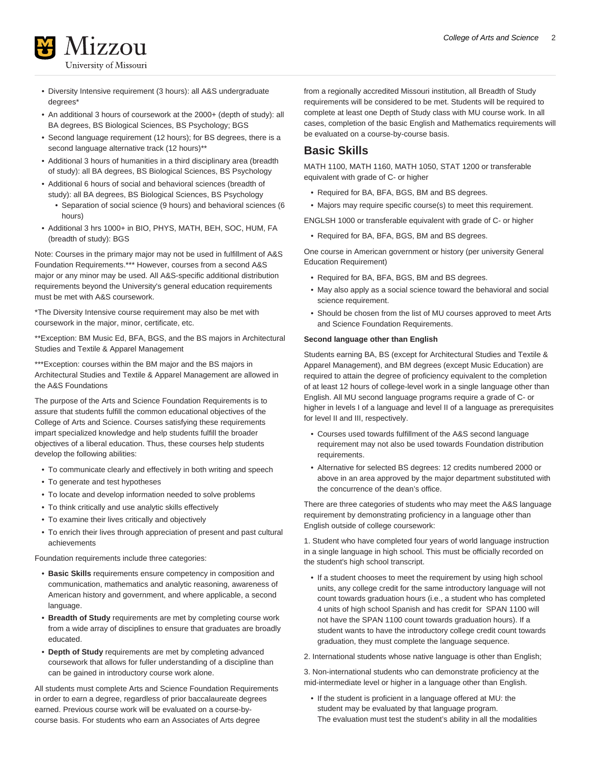- Diversity Intensive requirement (3 hours): all A&S undergraduate degrees*
- An additional 3 hours of coursework at the 2000+ (depth of study): all BA degrees, BS Biological Sciences, BS Psychology; BGS
- Second language requirement (12 hours); for BS degrees, there is a second language alternative track (12 hours)**
- Additional 3 hours of humanities in a third disciplinary area (breadth of study): all BA degrees, BS Biological Sciences, BS Psychology
- Additional 6 hours of social and behavioral sciences (breadth of study): all BA degrees, BS Biological Sciences, BS Psychology
  - Separation of social science (9 hours) and behavioral sciences (6 hours)
- Additional 3 hrs 1000+ in BIO, PHYS, MATH, BEH, SOC, HUM, FA (breadth of study): BGS

Note: Courses in the primary major may not be used in fulfillment of A&S Foundation Requirements.*** However, courses from a second A&S major or any minor may be used. All A&S-specific additional distribution requirements beyond the University's general education requirements must be met with A&S coursework.

*The Diversity Intensive course requirement may also be met with coursework in the major, minor, certificate, etc.

**Exception: BM Music Ed, BFA, BGS, and the BS majors in Architectural Studies and Textile & Apparel Management

***Exception: courses within the BM major and the BS majors in Architectural Studies and Textile & Apparel Management are allowed in the A&S Foundations

The purpose of the Arts and Science Foundation Requirements is to assure that students fulfill the common educational objectives of the College of Arts and Science. Courses satisfying these requirements impart specialized knowledge and help students fulfill the broader objectives of a liberal education. Thus, these courses help students develop the following abilities:

- To communicate clearly and effectively in both writing and speech
- To generate and test hypotheses
- To locate and develop information needed to solve problems
- To think critically and use analytic skills effectively
- To examine their lives critically and objectively
- To enrich their lives through appreciation of present and past cultural achievements

Foundation requirements include three categories:

- **Basic Skills** requirements ensure competency in composition and communication, mathematics and analytic reasoning, awareness of American history and government, and where applicable, a second language.
- **Breadth of Study** requirements are met by completing course work from a wide array of disciplines to ensure that graduates are broadly educated.
- **Depth of Study** requirements are met by completing advanced coursework that allows for fuller understanding of a discipline than can be gained in introductory course work alone.

All students must complete Arts and Science Foundation Requirements in order to earn a degree, regardless of prior baccalaureate degrees earned. Previous course work will be evaluated on a course-by-course basis. For students who earn an Associates of Arts degree from a regionally accredited Missouri institution, all Breadth of Study requirements will be considered to be met. Students will be required to complete at least one Depth of Study class with MU course work. In all cases, completion of the basic English and Mathematics requirements will be evaluated on a course-by-course basis.

## Basic Skills

MATH 1100, MATH 1160, MATH 1050, STAT 1200 or transferable equivalent with grade of C- or higher

- Required for BA, BFA, BGS, BM and BS degrees.
- Majors may require specific course(s) to meet this requirement.

ENGLSH 1000 or transferable equivalent with grade of C- or higher

- Required for BA, BFA, BGS, BM and BS degrees.

One course in American government or history (per university General Education Requirement)

- Required for BA, BFA, BGS, BM and BS degrees.
- May also apply as a social science toward the behavioral and social science requirement.
- Should be chosen from the list of MU courses approved to meet Arts and Science Foundation Requirements.

#### Second language other than English

Students earning BA, BS (except for Architectural Studies and Textile & Apparel Management), and BM degrees (except Music Education) are required to attain the degree of proficiency equivalent to the completion of at least 12 hours of college-level work in a single language other than English. All MU second language programs require a grade of C- or higher in levels I of a language and level II of a language as prerequisites for level II and III, respectively.

- Courses used towards fulfillment of the A&S second language requirement may not also be used towards Foundation distribution requirements.
- Alternative for selected BS degrees: 12 credits numbered 2000 or above in an area approved by the major department substituted with the concurrence of the dean's office.

There are three categories of students who may meet the A&S language requirement by demonstrating proficiency in a language other than English outside of college coursework:

1. Student who have completed four years of world language instruction in a single language in high school. This must be officially recorded on the student's high school transcript.

   - If a student chooses to meet the requirement by using high school units, any college credit for the same introductory language will not count towards graduation hours (i.e., a student who has completed 4 units of high school Spanish and has credit for SPAN 1100 will not have the SPAN 1100 count towards graduation hours). If a student wants to have the introductory college credit count towards graduation, they must complete the language sequence.

2. International students whose native language is other than English;

3. Non-international students who can demonstrate proficiency at the mid-intermediate level or higher in a language other than English.

   - If the student is proficient in a language offered at MU: the student may be evaluated by that language program.
     The evaluation must test the student's ability in all the modalities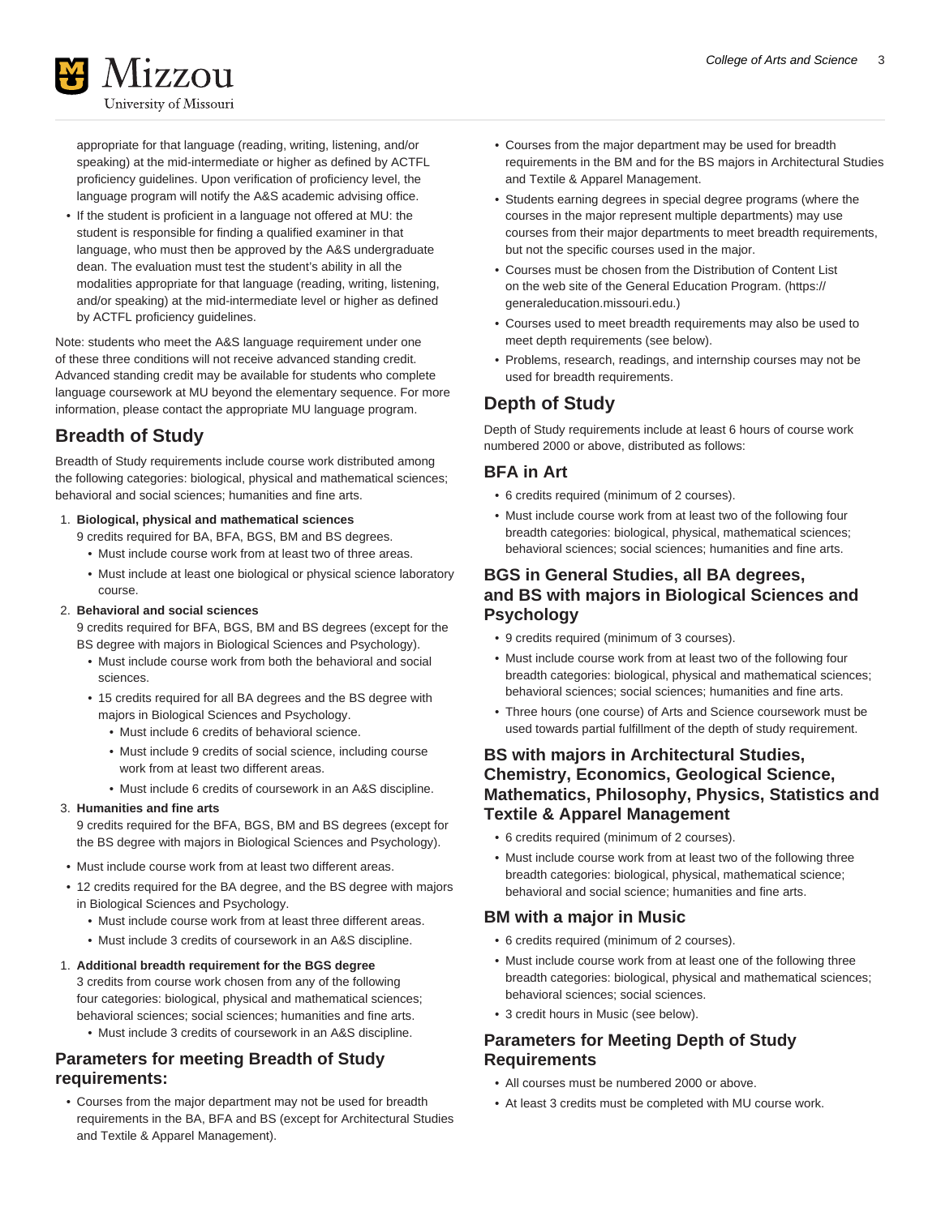appropriate for that language (reading, writing, listening, and/or speaking) at the mid-intermediate or higher as defined by ACTFL proficiency guidelines. Upon verification of proficiency level, the language program will notify the A&S academic advising office.

- If the student is proficient in a language not offered at MU: the student is responsible for finding a qualified examiner in that language, who must then be approved by the A&S undergraduate dean. The evaluation must test the student's ability in all the modalities appropriate for that language (reading, writing, listening, and/or speaking) at the mid-intermediate level or higher as defined by ACTFL proficiency guidelines.

Note: students who meet the A&S language requirement under one of these three conditions will not receive advanced standing credit. Advanced standing credit may be available for students who complete language coursework at MU beyond the elementary sequence. For more information, please contact the appropriate MU language program.

## Breadth of Study

Breadth of Study requirements include course work distributed among the following categories: biological, physical and mathematical sciences; behavioral and social sciences; humanities and fine arts.

1. **Biological, physical and mathematical sciences**
   9 credits required for BA, BFA, BGS, BM and BS degrees.
   - Must include course work from at least two of three areas.
   - Must include at least one biological or physical science laboratory course.
2. **Behavioral and social sciences**
   9 credits required for BFA, BGS, BM and BS degrees (except for the BS degree with majors in Biological Sciences and Psychology).
   - Must include course work from both the behavioral and social sciences.
   - 15 credits required for all BA degrees and the BS degree with majors in Biological Sciences and Psychology.
     - Must include 6 credits of behavioral science.
     - Must include 9 credits of social science, including course work from at least two different areas.
     - Must include 6 credits of coursework in an A&S discipline.
3. **Humanities and fine arts**
   9 credits required for the BFA, BGS, BM and BS degrees (except for the BS degree with majors in Biological Sciences and Psychology).

- Must include course work from at least two different areas.
- 12 credits required for the BA degree, and the BS degree with majors in Biological Sciences and Psychology.
  - Must include course work from at least three different areas.
  - Must include 3 credits of coursework in an A&S discipline.

1. **Additional breadth requirement for the BGS degree**
   3 credits from course work chosen from any of the following four categories: biological, physical and mathematical sciences; behavioral sciences; social sciences; humanities and fine arts.
   - Must include 3 credits of coursework in an A&S discipline.

### Parameters for meeting Breadth of Study requirements:

- Courses from the major department may not be used for breadth requirements in the BA, BFA and BS (except for Architectural Studies and Textile & Apparel Management).
- Courses from the major department may be used for breadth requirements in the BM and for the BS majors in Architectural Studies and Textile & Apparel Management.
- Students earning degrees in special degree programs (where the courses in the major represent multiple departments) may use courses from their major departments to meet breadth requirements, but not the specific courses used in the major.
- Courses must be chosen from the Distribution of Content List on the web site of the General Education Program. (https://generaleducation.missouri.edu.)
- Courses used to meet breadth requirements may also be used to meet depth requirements (see below).
- Problems, research, readings, and internship courses may not be used for breadth requirements.

## Depth of Study

Depth of Study requirements include at least 6 hours of course work numbered 2000 or above, distributed as follows:

### BFA in Art

- 6 credits required (minimum of 2 courses).
- Must include course work from at least two of the following four breadth categories: biological, physical, mathematical sciences; behavioral sciences; social sciences; humanities and fine arts.

### BGS in General Studies, all BA degrees, and BS with majors in Biological Sciences and Psychology

- 9 credits required (minimum of 3 courses).
- Must include course work from at least two of the following four breadth categories: biological, physical and mathematical sciences; behavioral sciences; social sciences; humanities and fine arts.
- Three hours (one course) of Arts and Science coursework must be used towards partial fulfillment of the depth of study requirement.

### BS with majors in Architectural Studies, Chemistry, Economics, Geological Science, Mathematics, Philosophy, Physics, Statistics and Textile & Apparel Management

- 6 credits required (minimum of 2 courses).
- Must include course work from at least two of the following three breadth categories: biological, physical, mathematical science; behavioral and social science; humanities and fine arts.

### BM with a major in Music

- 6 credits required (minimum of 2 courses).
- Must include course work from at least one of the following three breadth categories: biological, physical and mathematical science; behavioral sciences; social sciences.
- 3 credit hours in Music (see below).

### Parameters for Meeting Depth of Study Requirements

- All courses must be numbered 2000 or above.
- At least 3 credits must be completed with MU course work.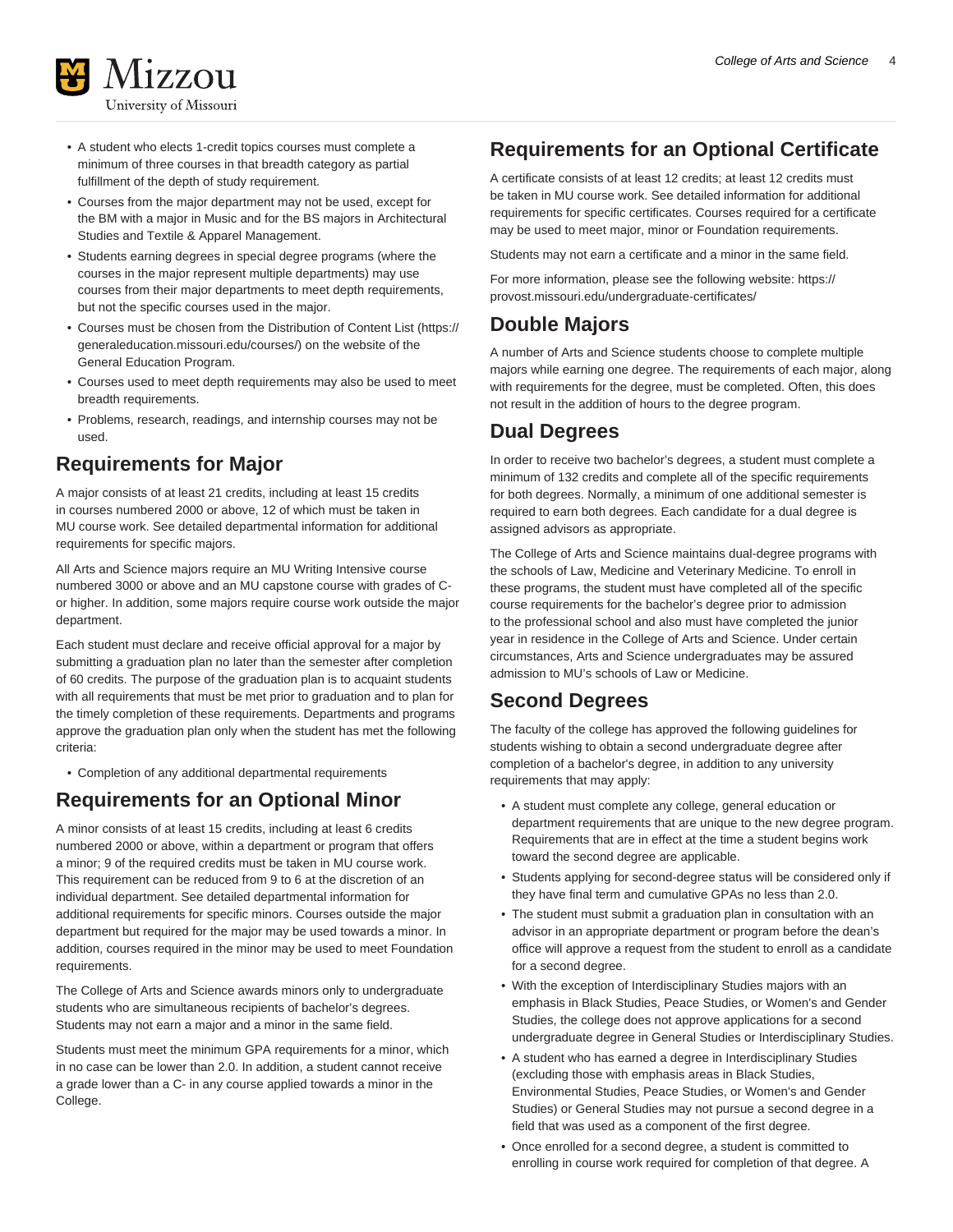- A student who elects 1-credit topics courses must complete a minimum of three courses in that breadth category as partial fulfillment of the depth of study requirement.
- Courses from the major department may not be used, except for the BM with a major in Music and for the BS majors in Architectural Studies and Textile & Apparel Management.
- Students earning degrees in special degree programs (where the courses in the major represent multiple departments) may use courses from their major departments to meet depth requirements, but not the specific courses used in the major.
- Courses must be chosen from the Distribution of Content List (https://generaleducation.missouri.edu/courses/) on the website of the General Education Program.
- Courses used to meet depth requirements may also be used to meet breadth requirements.
- Problems, research, readings, and internship courses may not be used.

## Requirements for Major

A major consists of at least 21 credits, including at least 15 credits in courses numbered 2000 or above, 12 of which must be taken in MU course work. See detailed departmental information for additional requirements for specific majors.

All Arts and Science majors require an MU Writing Intensive course numbered 3000 or above and an MU capstone course with grades of C- or higher. In addition, some majors require course work outside the major department.

Each student must declare and receive official approval for a major by submitting a graduation plan no later than the semester after completion of 60 credits. The purpose of the graduation plan is to acquaint students with all requirements that must be met prior to graduation and to plan for the timely completion of these requirements. Departments and programs approve the graduation plan only when the student has met the following criteria:

- Completion of any additional departmental requirements

## Requirements for an Optional Minor

A minor consists of at least 15 credits, including at least 6 credits numbered 2000 or above, within a department or program that offers a minor; 9 of the required credits must be taken in MU course work. This requirement can be reduced from 9 to 6 at the discretion of an individual department. See detailed departmental information for additional requirements for specific minors. Courses outside the major department but required for the major may be used towards a minor. In addition, courses required in the minor may be used to meet Foundation requirements.

The College of Arts and Science awards minors only to undergraduate students who are simultaneous recipients of bachelor's degrees. Students may not earn a major and a minor in the same field.

Students must meet the minimum GPA requirements for a minor, which in no case can be lower than 2.0. In addition, a student cannot receive a grade lower than a C- in any course applied towards a minor in the College.

## Requirements for an Optional Certificate

A certificate consists of at least 12 credits; at least 12 credits must be taken in MU course work. See detailed information for additional requirements for specific certificates. Courses required for a certificate may be used to meet major, minor or Foundation requirements.

Students may not earn a certificate and a minor in the same field.

For more information, please see the following website: https://provost.missouri.edu/undergraduate-certificates/

## Double Majors

A number of Arts and Science students choose to complete multiple majors while earning one degree. The requirements of each major, along with requirements for the degree, must be completed. Often, this does not result in the addition of hours to the degree program.

## Dual Degrees

In order to receive two bachelor's degrees, a student must complete a minimum of 132 credits and complete all of the specific requirements for both degrees. Normally, a minimum of one additional semester is required to earn both degrees. Each candidate for a dual degree is assigned advisors as appropriate.

The College of Arts and Science maintains dual-degree programs with the schools of Law, Medicine and Veterinary Medicine. To enroll in these programs, the student must have completed all of the specific course requirements for the bachelor's degree prior to admission to the professional school and also must have completed the junior year in residence in the College of Arts and Science. Under certain circumstances, Arts and Science undergraduates may be assured admission to MU's schools of Law or Medicine.

## Second Degrees

The faculty of the college has approved the following guidelines for students wishing to obtain a second undergraduate degree after completion of a bachelor's degree, in addition to any university requirements that may apply:

- A student must complete any college, general education or department requirements that are unique to the new degree program. Requirements that are in effect at the time a student begins work toward the second degree are applicable.
- Students applying for second-degree status will be considered only if they have final term and cumulative GPAs no less than 2.0.
- The student must submit a graduation plan in consultation with an advisor in an appropriate department or program before the dean's office will approve a request from the student to enroll as a candidate for a second degree.
- With the exception of Interdisciplinary Studies majors with an emphasis in Black Studies, Peace Studies, or Women's and Gender Studies, the college does not approve applications for a second undergraduate degree in General Studies or Interdisciplinary Studies.
- A student who has earned a degree in Interdisciplinary Studies (excluding those with emphasis areas in Black Studies, Environmental Studies, Peace Studies, or Women's and Gender Studies) or General Studies may not pursue a second degree in a field that was used as a component of the first degree.
- Once enrolled for a second degree, a student is committed to enrolling in course work required for completion of that degree. A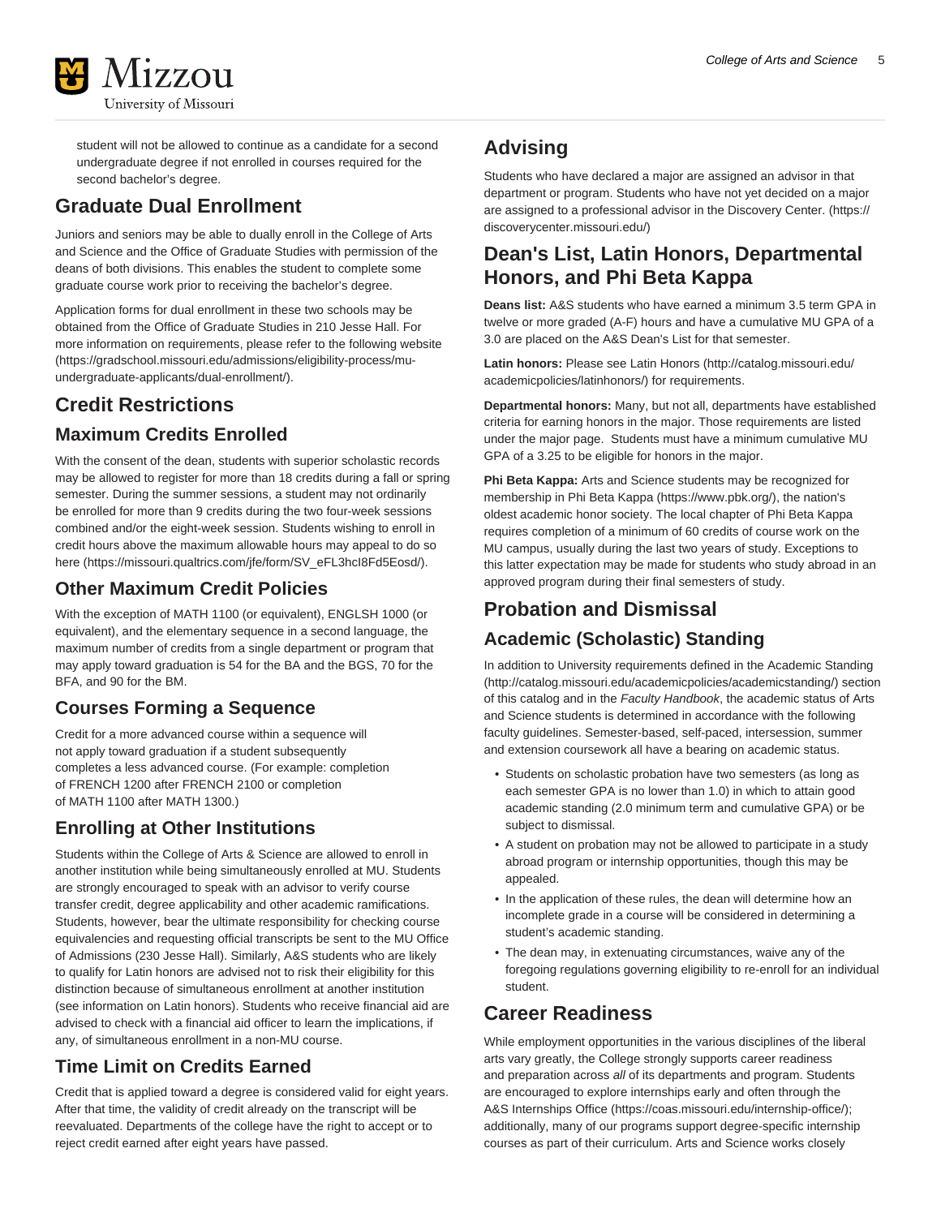student will not be allowed to continue as a candidate for a second undergraduate degree if not enrolled in courses required for the second bachelor's degree.

## Graduate Dual Enrollment

Juniors and seniors may be able to dually enroll in the College of Arts and Science and the Office of Graduate Studies with permission of the deans of both divisions. This enables the student to complete some graduate course work prior to receiving the bachelor's degree.

Application forms for dual enrollment in these two schools may be obtained from the Office of Graduate Studies in 210 Jesse Hall. For more information on requirements, please refer to the following website (https://gradschool.missouri.edu/admissions/eligibility-process/mu-undergraduate-applicants/dual-enrollment/).

## Credit Restrictions

### Maximum Credits Enrolled

With the consent of the dean, students with superior scholastic records may be allowed to register for more than 18 credits during a fall or spring semester. During the summer sessions, a student may not ordinarily be enrolled for more than 9 credits during the two four-week sessions combined and/or the eight-week session. Students wishing to enroll in credit hours above the maximum allowable hours may appeal to do so here (https://missouri.qualtrics.com/jfe/form/SV_eFL3hcI8Fd5Eosd/).

### Other Maximum Credit Policies

With the exception of MATH 1100 (or equivalent), ENGLSH 1000 (or equivalent), and the elementary sequence in a second language, the maximum number of credits from a single department or program that may apply toward graduation is 54 for the BA and the BGS, 70 for the BFA, and 90 for the BM.

### Courses Forming a Sequence

Credit for a more advanced course within a sequence will not apply toward graduation if a student subsequently completes a less advanced course. (For example: completion of FRENCH 1200 after FRENCH 2100 or completion of MATH 1100 after MATH 1300.)

### Enrolling at Other Institutions

Students within the College of Arts & Science are allowed to enroll in another institution while being simultaneously enrolled at MU. Students are strongly encouraged to speak with an advisor to verify course transfer credit, degree applicability and other academic ramifications. Students, however, bear the ultimate responsibility for checking course equivalencies and requesting official transcripts be sent to the MU Office of Admissions (230 Jesse Hall). Similarly, A&S students who are likely to qualify for Latin honors are advised not to risk their eligibility for this distinction because of simultaneous enrollment at another institution (see information on Latin honors). Students who receive financial aid are advised to check with a financial aid officer to learn the implications, if any, of simultaneous enrollment in a non-MU course.

### Time Limit on Credits Earned

Credit that is applied toward a degree is considered valid for eight years. After that time, the validity of credit already on the transcript will be reevaluated. Departments of the college have the right to accept or to reject credit earned after eight years have passed.

## Advising

Students who have declared a major are assigned an advisor in that department or program. Students who have not yet decided on a major are assigned to a professional advisor in the Discovery Center. (https://discoverycenter.missouri.edu/)

## Dean's List, Latin Honors, Departmental Honors, and Phi Beta Kappa

**Deans list:** A&S students who have earned a minimum 3.5 term GPA in twelve or more graded (A-F) hours and have a cumulative MU GPA of a 3.0 are placed on the A&S Dean's List for that semester.

**Latin honors:** Please see Latin Honors (http://catalog.missouri.edu/academicpolicies/latinhonors/) for requirements.

**Departmental honors:** Many, but not all, departments have established criteria for earning honors in the major. Those requirements are listed under the major page. Students must have a minimum cumulative MU GPA of a 3.25 to be eligible for honors in the major.

**Phi Beta Kappa:** Arts and Science students may be recognized for membership in Phi Beta Kappa (https://www.pbk.org/), the nation's oldest academic honor society. The local chapter of Phi Beta Kappa requires completion of a minimum of 60 credits of course work on the MU campus, usually during the last two years of study. Exceptions to this latter expectation may be made for students who study abroad in an approved program during their final semesters of study.

## Probation and Dismissal

### Academic (Scholastic) Standing

In addition to University requirements defined in the Academic Standing (http://catalog.missouri.edu/academicpolicies/academicstanding/) section of this catalog and in the *Faculty Handbook*, the academic status of Arts and Science students is determined in accordance with the following faculty guidelines. Semester-based, self-paced, intersession, summer and extension coursework all have a bearing on academic status.

- Students on scholastic probation have two semesters (as long as each semester GPA is no lower than 1.0) in which to attain good academic standing (2.0 minimum term and cumulative GPA) or be subject to dismissal.
- A student on probation may not be allowed to participate in a study abroad program or internship opportunities, though this may be appealed.
- In the application of these rules, the dean will determine how an incomplete grade in a course will be considered in determining a student's academic standing.
- The dean may, in extenuating circumstances, waive any of the foregoing regulations governing eligibility to re-enroll for an individual student.

## Career Readiness

While employment opportunities in the various disciplines of the liberal arts vary greatly, the College strongly supports career readiness and preparation across *all* of its departments and program. Students are encouraged to explore internships early and often through the A&S Internships Office (https://coas.missouri.edu/internship-office/); additionally, many of our programs support degree-specific internship courses as part of their curriculum. Arts and Science works closely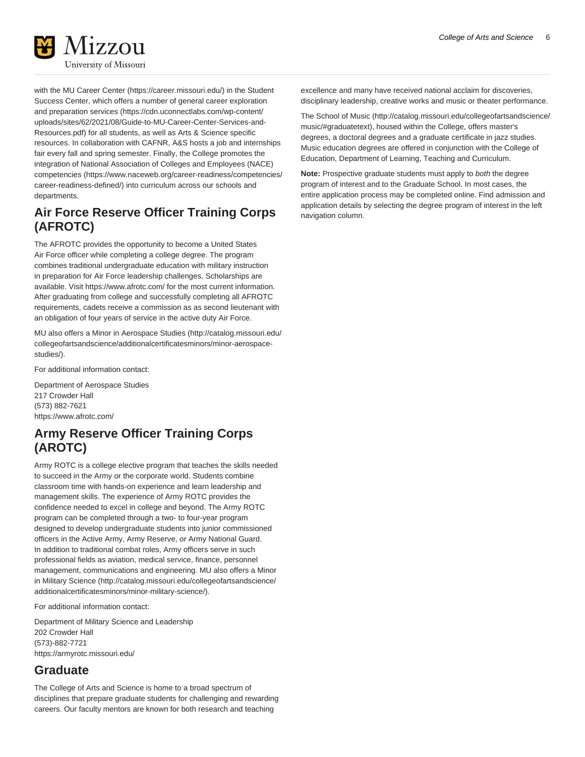with the MU Career Center (https://career.missouri.edu/) in the Student Success Center, which offers a number of general career exploration and preparation services (https://cdn.uconnectlabs.com/wp-content/uploads/sites/62/2021/08/Guide-to-MU-Career-Center-Services-and-Resources.pdf) for all students, as well as Arts & Science specific resources. In collaboration with CAFNR, A&S hosts a job and internships fair every fall and spring semester. Finally, the College promotes the integration of National Association of Colleges and Employees (NACE) competencies (https://www.naceweb.org/career-readiness/competencies/career-readiness-defined/) into curriculum across our schools and departments.

## Air Force Reserve Officer Training Corps (AFROTC)

The AFROTC provides the opportunity to become a United States Air Force officer while completing a college degree. The program combines traditional undergraduate education with military instruction in preparation for Air Force leadership challenges. Scholarships are available. Visit https://www.afrotc.com/ for the most current information. After graduating from college and successfully completing all AFROTC requirements, cadets receive a commission as as second lieutenant with an obligation of four years of service in the active duty Air Force.

MU also offers a Minor in Aerospace Studies (http://catalog.missouri.edu/collegeofartsandscience/additionalcertificatesminors/minor-aerospace-studies/).

For additional information contact:

Department of Aerospace Studies
217 Crowder Hall
(573) 882-7621
https://www.afrotc.com/

## Army Reserve Officer Training Corps (AROTC)

Army ROTC is a college elective program that teaches the skills needed to succeed in the Army or the corporate world. Students combine classroom time with hands-on experience and learn leadership and management skills. The experience of Army ROTC provides the confidence needed to excel in college and beyond. The Army ROTC program can be completed through a two- to four-year program designed to develop undergraduate students into junior commissioned officers in the Active Army, Army Reserve, or Army National Guard. In addition to traditional combat roles, Army officers serve in such professional fields as aviation, medical service, finance, personnel management, communications and engineering. MU also offers a Minor in Military Science (http://catalog.missouri.edu/collegeofartsandscience/additionalcertificatesminors/minor-military-science/).

For additional information contact:

Department of Military Science and Leadership
202 Crowder Hall
(573)-882-7721
https://armyrotc.missouri.edu/

## Graduate

The College of Arts and Science is home to a broad spectrum of disciplines that prepare graduate students for challenging and rewarding careers. Our faculty mentors are known for both research and teaching excellence and many have received national acclaim for discoveries, disciplinary leadership, creative works and music or theater performance.

The School of Music (http://catalog.missouri.edu/collegeofartsandscience/music/#graduatetext), housed within the College, offers master's degrees, a doctoral degrees and a graduate certificate in jazz studies. Music education degrees are offered in conjunction with the College of Education, Department of Learning, Teaching and Curriculum.

**Note:** Prospective graduate students must apply to *both* the degree program of interest and to the Graduate School. In most cases, the entire application process may be completed online. Find admission and application details by selecting the degree program of interest in the left navigation column.